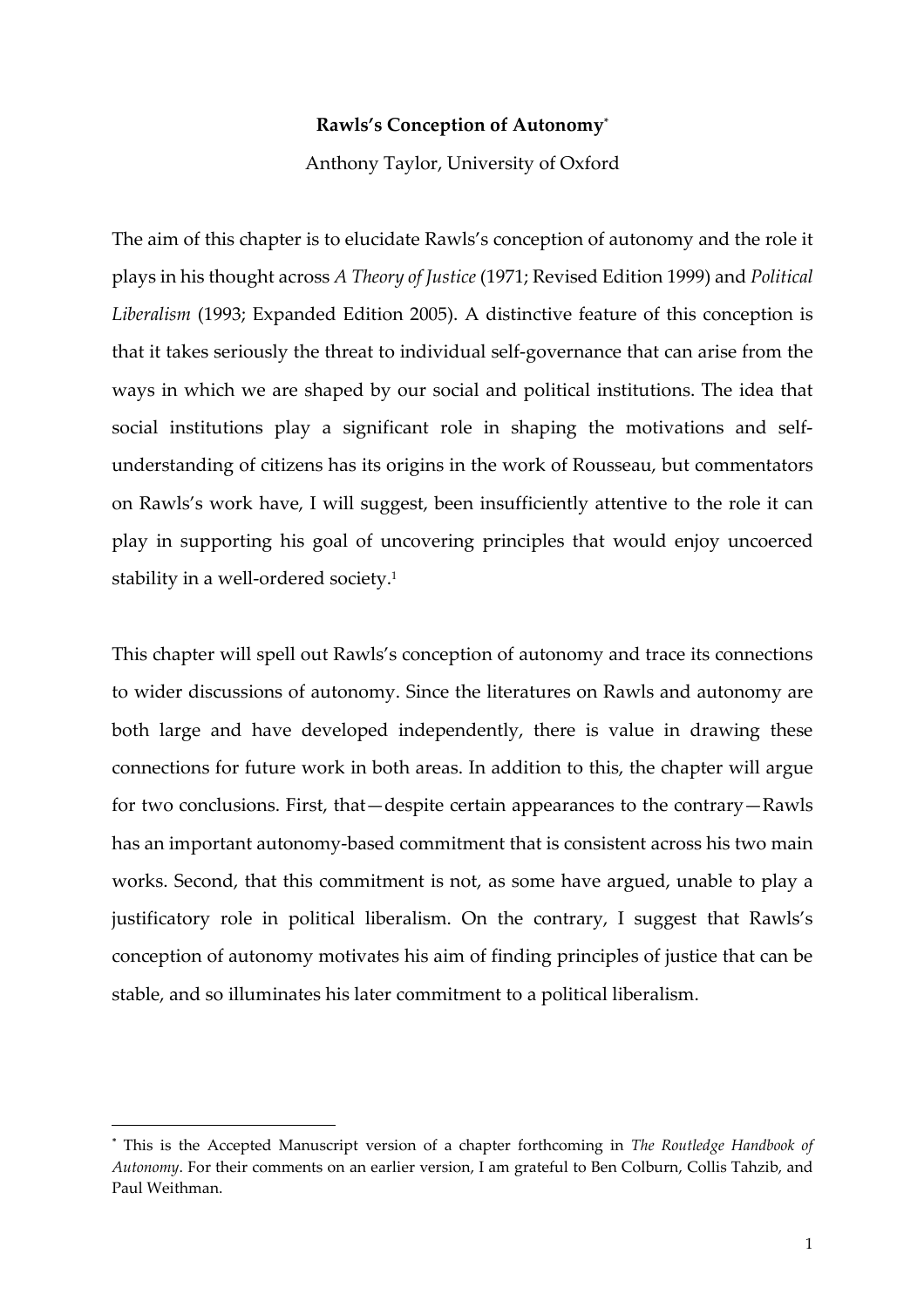**Rawls's Conception of Autonomy**[*]

Anthony Taylor, University of Oxford

The aim of this chapter is to elucidate Rawls's conception of autonomy and the role it plays in his thought across *A Theory of Justice* (1971; Revised Edition 1999) and *Political Liberalism* (1993; Expanded Edition 2005). A distinctive feature of this conception is that it takes seriously the threat to individual self-governance that can arise from the ways in which we are shaped by our social and political institutions. The idea that social institutions play a significant role in shaping the motivations and self-understanding of citizens has its origins in the work of Rousseau, but commentators on Rawls's work have, I will suggest, been insufficiently attentive to the role it can play in supporting his goal of uncovering principles that would enjoy uncoerced stability in a well-ordered society.[1]

This chapter will spell out Rawls's conception of autonomy and trace its connections to wider discussions of autonomy. Since the literatures on Rawls and autonomy are both large and have developed independently, there is value in drawing these connections for future work in both areas. In addition to this, the chapter will argue for two conclusions. First, that—despite certain appearances to the contrary—Rawls has an important autonomy-based commitment that is consistent across his two main works. Second, that this commitment is not, as some have argued, unable to play a justificatory role in political liberalism. On the contrary, I suggest that Rawls's conception of autonomy motivates his aim of finding principles of justice that can be stable, and so illuminates his later commitment to a political liberalism.

---

[*] This is the Accepted Manuscript version of a chapter forthcoming in *The Routledge Handbook of Autonomy*. For their comments on an earlier version, I am grateful to Ben Colburn, Collis Tahzib, and Paul Weithman.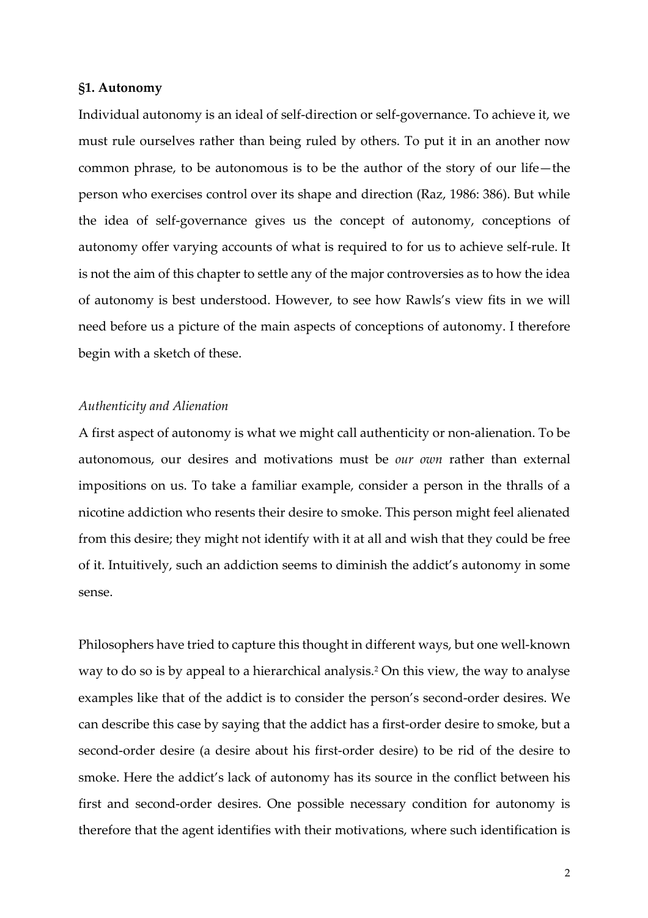### §1. Autonomy

Individual autonomy is an ideal of self-direction or self-governance. To achieve it, we must rule ourselves rather than being ruled by others. To put it in an another now common phrase, to be autonomous is to be the author of the story of our life—the person who exercises control over its shape and direction (Raz, 1986: 386). But while the idea of self-governance gives us the concept of autonomy, conceptions of autonomy offer varying accounts of what is required to for us to achieve self-rule. It is not the aim of this chapter to settle any of the major controversies as to how the idea of autonomy is best understood. However, to see how Rawls's view fits in we will need before us a picture of the main aspects of conceptions of autonomy. I therefore begin with a sketch of these.

*Authenticity and Alienation*

A first aspect of autonomy is what we might call authenticity or non-alienation. To be autonomous, our desires and motivations must be *our own* rather than external impositions on us. To take a familiar example, consider a person in the thralls of a nicotine addiction who resents their desire to smoke. This person might feel alienated from this desire; they might not identify with it at all and wish that they could be free of it. Intuitively, such an addiction seems to diminish the addict's autonomy in some sense.

Philosophers have tried to capture this thought in different ways, but one well-known way to do so is by appeal to a hierarchical analysis.[2] On this view, the way to analyse examples like that of the addict is to consider the person's second-order desires. We can describe this case by saying that the addict has a first-order desire to smoke, but a second-order desire (a desire about his first-order desire) to be rid of the desire to smoke. Here the addict's lack of autonomy has its source in the conflict between his first and second-order desires. One possible necessary condition for autonomy is therefore that the agent identifies with their motivations, where such identification is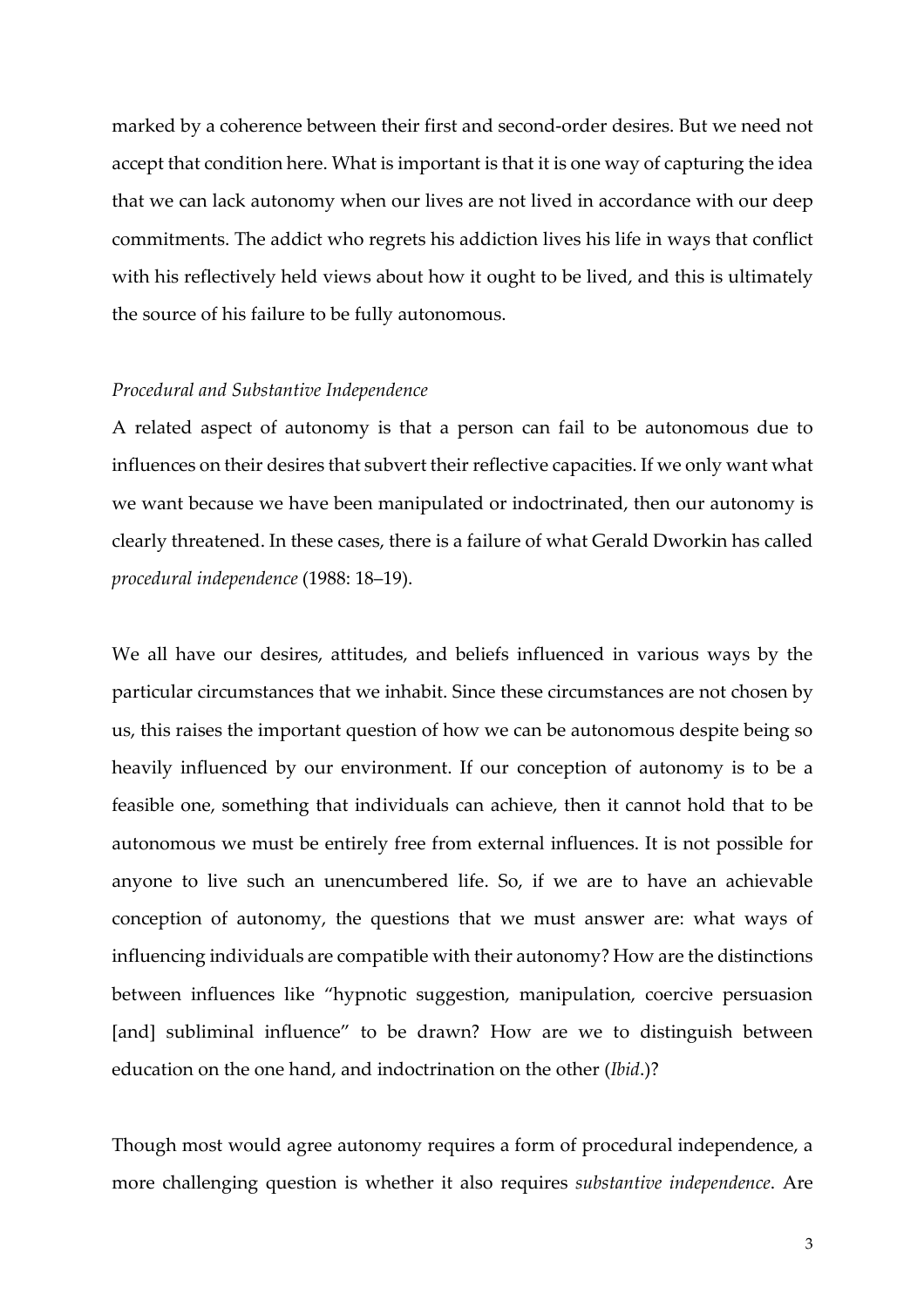marked by a coherence between their first and second-order desires. But we need not accept that condition here. What is important is that it is one way of capturing the idea that we can lack autonomy when our lives are not lived in accordance with our deep commitments. The addict who regrets his addiction lives his life in ways that conflict with his reflectively held views about how it ought to be lived, and this is ultimately the source of his failure to be fully autonomous.

*Procedural and Substantive Independence*

A related aspect of autonomy is that a person can fail to be autonomous due to influences on their desires that subvert their reflective capacities. If we only want what we want because we have been manipulated or indoctrinated, then our autonomy is clearly threatened. In these cases, there is a failure of what Gerald Dworkin has called *procedural independence* (1988: 18–19).

We all have our desires, attitudes, and beliefs influenced in various ways by the particular circumstances that we inhabit. Since these circumstances are not chosen by us, this raises the important question of how we can be autonomous despite being so heavily influenced by our environment. If our conception of autonomy is to be a feasible one, something that individuals can achieve, then it cannot hold that to be autonomous we must be entirely free from external influences. It is not possible for anyone to live such an unencumbered life. So, if we are to have an achievable conception of autonomy, the questions that we must answer are: what ways of influencing individuals are compatible with their autonomy? How are the distinctions between influences like "hypnotic suggestion, manipulation, coercive persuasion [and] subliminal influence" to be drawn? How are we to distinguish between education on the one hand, and indoctrination on the other (*Ibid*.)?

Though most would agree autonomy requires a form of procedural independence, a more challenging question is whether it also requires *substantive independence*. Are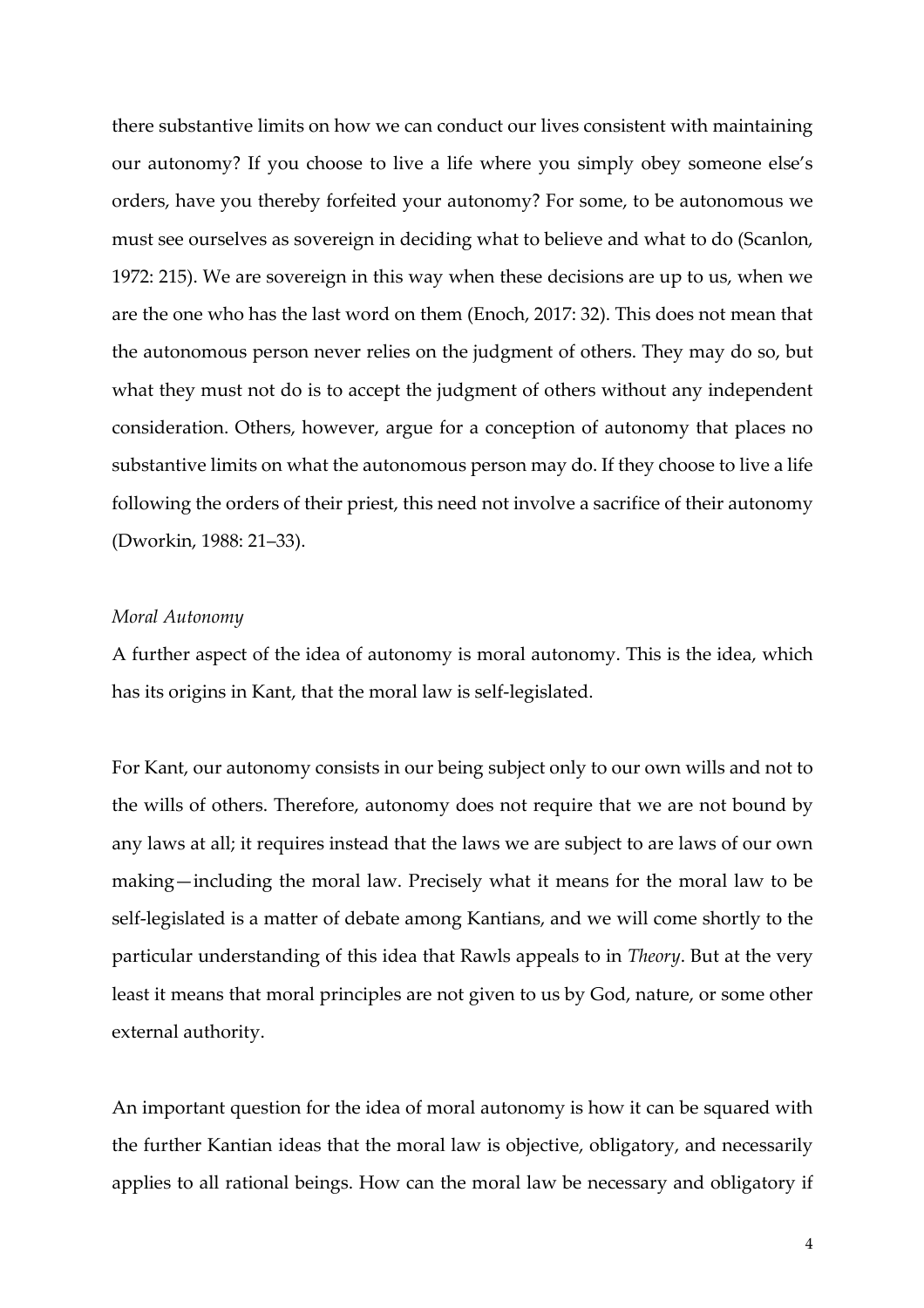there substantive limits on how we can conduct our lives consistent with maintaining our autonomy? If you choose to live a life where you simply obey someone else's orders, have you thereby forfeited your autonomy? For some, to be autonomous we must see ourselves as sovereign in deciding what to believe and what to do (Scanlon, 1972: 215). We are sovereign in this way when these decisions are up to us, when we are the one who has the last word on them (Enoch, 2017: 32). This does not mean that the autonomous person never relies on the judgment of others. They may do so, but what they must not do is to accept the judgment of others without any independent consideration. Others, however, argue for a conception of autonomy that places no substantive limits on what the autonomous person may do. If they choose to live a life following the orders of their priest, this need not involve a sacrifice of their autonomy (Dworkin, 1988: 21–33).

*Moral Autonomy*

A further aspect of the idea of autonomy is moral autonomy. This is the idea, which has its origins in Kant, that the moral law is self-legislated.

For Kant, our autonomy consists in our being subject only to our own wills and not to the wills of others. Therefore, autonomy does not require that we are not bound by any laws at all; it requires instead that the laws we are subject to are laws of our own making—including the moral law. Precisely what it means for the moral law to be self-legislated is a matter of debate among Kantians, and we will come shortly to the particular understanding of this idea that Rawls appeals to in *Theory*. But at the very least it means that moral principles are not given to us by God, nature, or some other external authority.

An important question for the idea of moral autonomy is how it can be squared with the further Kantian ideas that the moral law is objective, obligatory, and necessarily applies to all rational beings. How can the moral law be necessary and obligatory if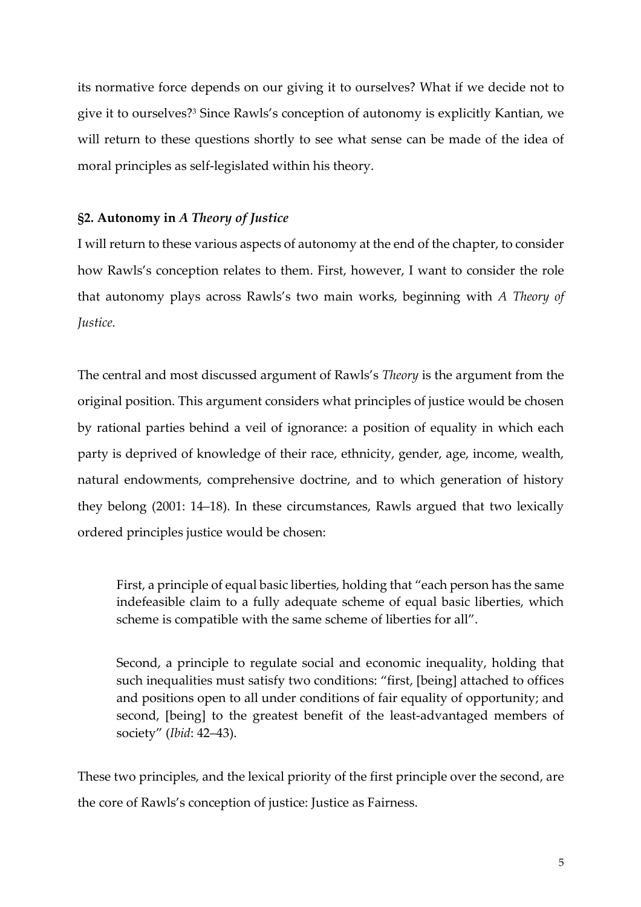its normative force depends on our giving it to ourselves? What if we decide not to give it to ourselves?[3] Since Rawls's conception of autonomy is explicitly Kantian, we will return to these questions shortly to see what sense can be made of the idea of moral principles as self-legislated within his theory.

## §2. Autonomy in *A Theory of Justice*

I will return to these various aspects of autonomy at the end of the chapter, to consider how Rawls's conception relates to them. First, however, I want to consider the role that autonomy plays across Rawls's two main works, beginning with *A Theory of Justice.*

The central and most discussed argument of Rawls's *Theory* is the argument from the original position. This argument considers what principles of justice would be chosen by rational parties behind a veil of ignorance: a position of equality in which each party is deprived of knowledge of their race, ethnicity, gender, age, income, wealth, natural endowments, comprehensive doctrine, and to which generation of history they belong (2001: 14–18). In these circumstances, Rawls argued that two lexically ordered principles justice would be chosen:

> First, a principle of equal basic liberties, holding that "each person has the same indefeasible claim to a fully adequate scheme of equal basic liberties, which scheme is compatible with the same scheme of liberties for all".
>
> Second, a principle to regulate social and economic inequality, holding that such inequalities must satisfy two conditions: "first, [being] attached to offices and positions open to all under conditions of fair equality of opportunity; and second, [being] to the greatest benefit of the least-advantaged members of society" (*Ibid*: 42–43).

These two principles, and the lexical priority of the first principle over the second, are the core of Rawls's conception of justice: Justice as Fairness.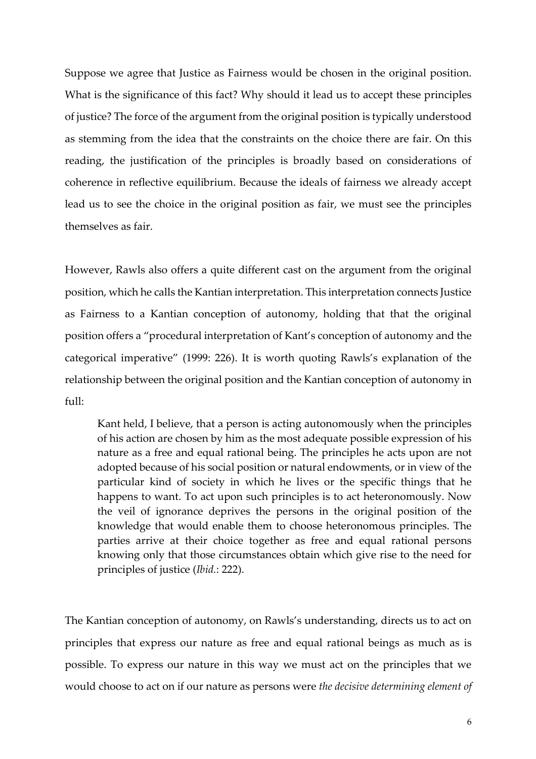Suppose we agree that Justice as Fairness would be chosen in the original position. What is the significance of this fact? Why should it lead us to accept these principles of justice? The force of the argument from the original position is typically understood as stemming from the idea that the constraints on the choice there are fair. On this reading, the justification of the principles is broadly based on considerations of coherence in reflective equilibrium. Because the ideals of fairness we already accept lead us to see the choice in the original position as fair, we must see the principles themselves as fair.

However, Rawls also offers a quite different cast on the argument from the original position, which he calls the Kantian interpretation. This interpretation connects Justice as Fairness to a Kantian conception of autonomy, holding that that the original position offers a "procedural interpretation of Kant's conception of autonomy and the categorical imperative" (1999: 226). It is worth quoting Rawls's explanation of the relationship between the original position and the Kantian conception of autonomy in full:

> Kant held, I believe, that a person is acting autonomously when the principles of his action are chosen by him as the most adequate possible expression of his nature as a free and equal rational being. The principles he acts upon are not adopted because of his social position or natural endowments, or in view of the particular kind of society in which he lives or the specific things that he happens to want. To act upon such principles is to act heteronomously. Now the veil of ignorance deprives the persons in the original position of the knowledge that would enable them to choose heteronomous principles. The parties arrive at their choice together as free and equal rational persons knowing only that those circumstances obtain which give rise to the need for principles of justice (*Ibid.*: 222).

The Kantian conception of autonomy, on Rawls's understanding, directs us to act on principles that express our nature as free and equal rational beings as much as is possible. To express our nature in this way we must act on the principles that we would choose to act on if our nature as persons were *the decisive determining element of*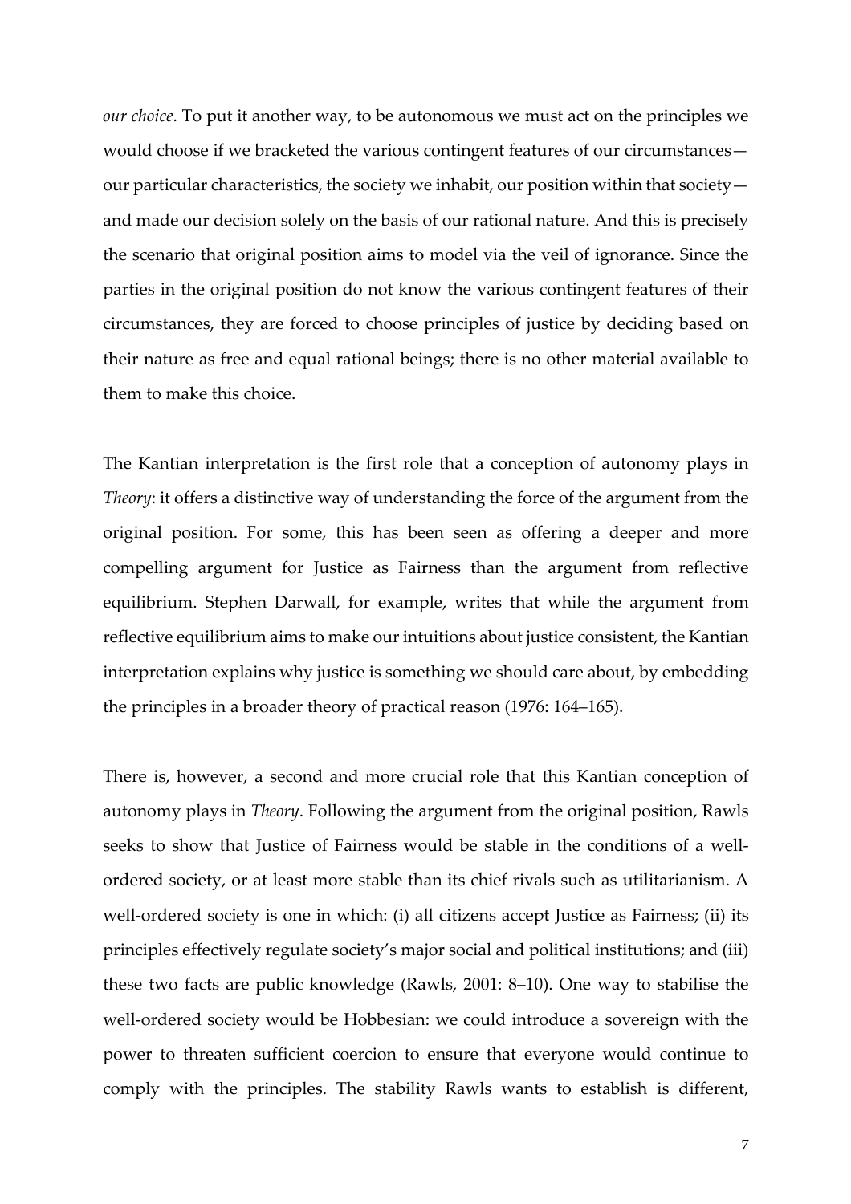*our choice*. To put it another way, to be autonomous we must act on the principles we would choose if we bracketed the various contingent features of our circumstances—our particular characteristics, the society we inhabit, our position within that society—and made our decision solely on the basis of our rational nature. And this is precisely the scenario that original position aims to model via the veil of ignorance. Since the parties in the original position do not know the various contingent features of their circumstances, they are forced to choose principles of justice by deciding based on their nature as free and equal rational beings; there is no other material available to them to make this choice.

The Kantian interpretation is the first role that a conception of autonomy plays in *Theory*: it offers a distinctive way of understanding the force of the argument from the original position. For some, this has been seen as offering a deeper and more compelling argument for Justice as Fairness than the argument from reflective equilibrium. Stephen Darwall, for example, writes that while the argument from reflective equilibrium aims to make our intuitions about justice consistent, the Kantian interpretation explains why justice is something we should care about, by embedding the principles in a broader theory of practical reason (1976: 164–165).

There is, however, a second and more crucial role that this Kantian conception of autonomy plays in *Theory*. Following the argument from the original position, Rawls seeks to show that Justice of Fairness would be stable in the conditions of a well-ordered society, or at least more stable than its chief rivals such as utilitarianism. A well-ordered society is one in which: (i) all citizens accept Justice as Fairness; (ii) its principles effectively regulate society's major social and political institutions; and (iii) these two facts are public knowledge (Rawls, 2001: 8–10). One way to stabilise the well-ordered society would be Hobbesian: we could introduce a sovereign with the power to threaten sufficient coercion to ensure that everyone would continue to comply with the principles. The stability Rawls wants to establish is different,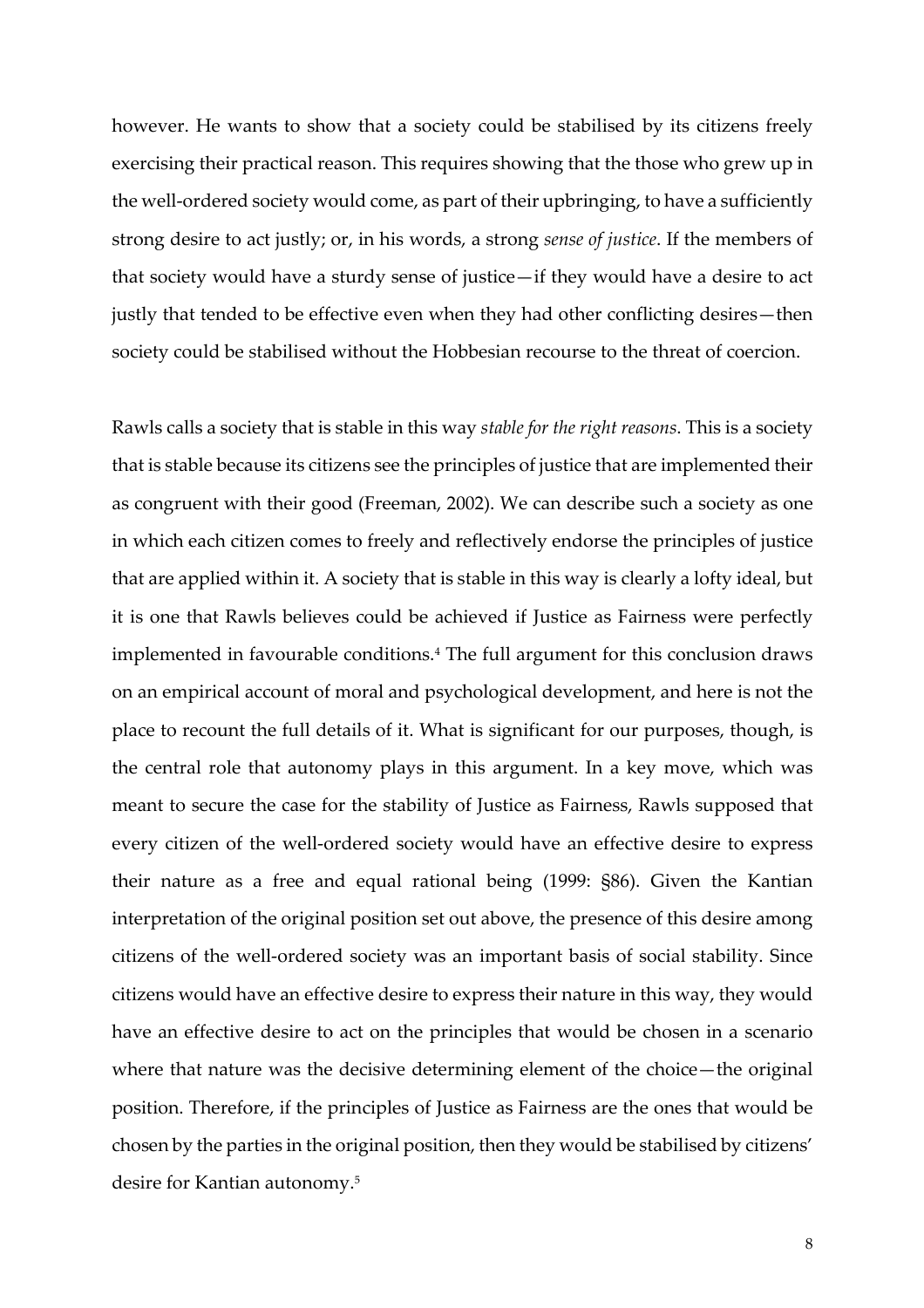however. He wants to show that a society could be stabilised by its citizens freely exercising their practical reason. This requires showing that the those who grew up in the well-ordered society would come, as part of their upbringing, to have a sufficiently strong desire to act justly; or, in his words, a strong *sense of justice*. If the members of that society would have a sturdy sense of justice—if they would have a desire to act justly that tended to be effective even when they had other conflicting desires—then society could be stabilised without the Hobbesian recourse to the threat of coercion.

Rawls calls a society that is stable in this way *stable for the right reasons*. This is a society that is stable because its citizens see the principles of justice that are implemented their as congruent with their good (Freeman, 2002). We can describe such a society as one in which each citizen comes to freely and reflectively endorse the principles of justice that are applied within it. A society that is stable in this way is clearly a lofty ideal, but it is one that Rawls believes could be achieved if Justice as Fairness were perfectly implemented in favourable conditions.[4] The full argument for this conclusion draws on an empirical account of moral and psychological development, and here is not the place to recount the full details of it. What is significant for our purposes, though, is the central role that autonomy plays in this argument. In a key move, which was meant to secure the case for the stability of Justice as Fairness, Rawls supposed that every citizen of the well-ordered society would have an effective desire to express their nature as a free and equal rational being (1999: §86). Given the Kantian interpretation of the original position set out above, the presence of this desire among citizens of the well-ordered society was an important basis of social stability. Since citizens would have an effective desire to express their nature in this way, they would have an effective desire to act on the principles that would be chosen in a scenario where that nature was the decisive determining element of the choice—the original position. Therefore, if the principles of Justice as Fairness are the ones that would be chosen by the parties in the original position, then they would be stabilised by citizens' desire for Kantian autonomy.[5]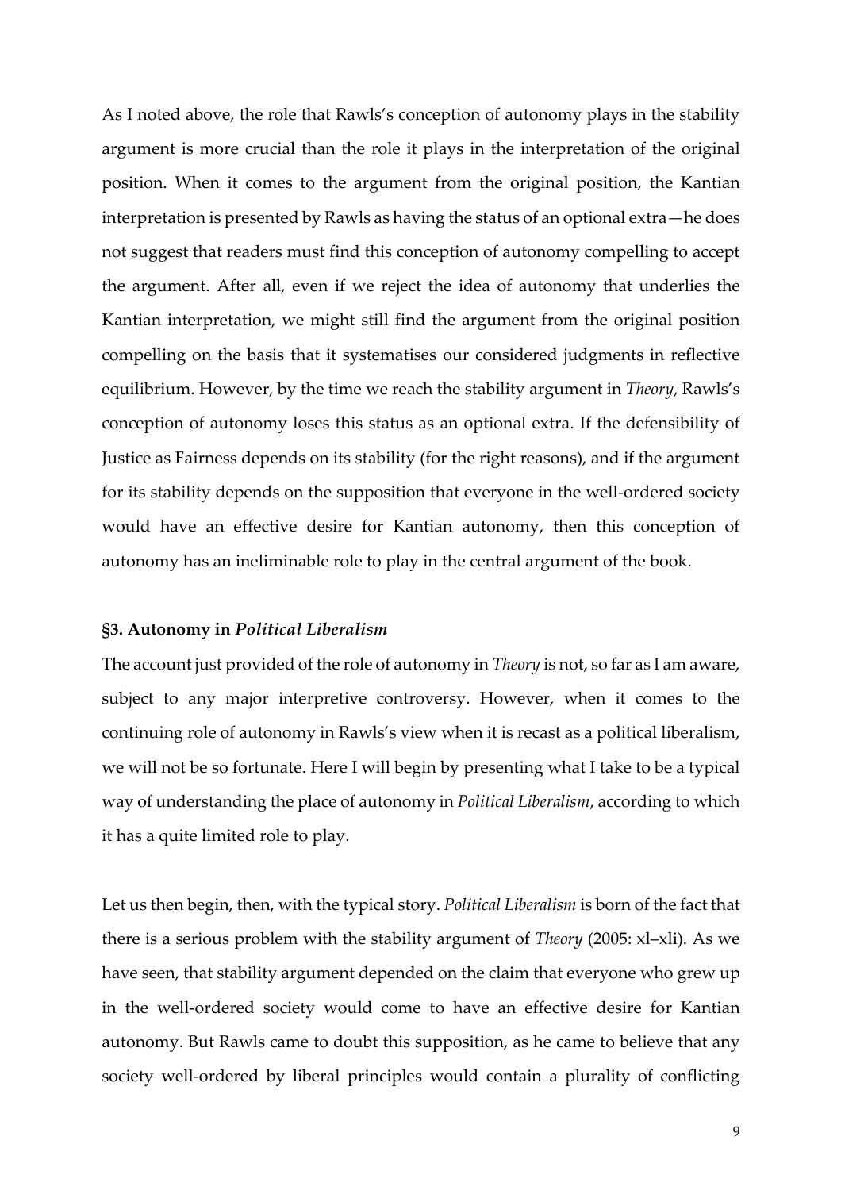As I noted above, the role that Rawls's conception of autonomy plays in the stability argument is more crucial than the role it plays in the interpretation of the original position. When it comes to the argument from the original position, the Kantian interpretation is presented by Rawls as having the status of an optional extra—he does not suggest that readers must find this conception of autonomy compelling to accept the argument. After all, even if we reject the idea of autonomy that underlies the Kantian interpretation, we might still find the argument from the original position compelling on the basis that it systematises our considered judgments in reflective equilibrium. However, by the time we reach the stability argument in *Theory*, Rawls's conception of autonomy loses this status as an optional extra. If the defensibility of Justice as Fairness depends on its stability (for the right reasons), and if the argument for its stability depends on the supposition that everyone in the well-ordered society would have an effective desire for Kantian autonomy, then this conception of autonomy has an ineliminable role to play in the central argument of the book.

### §3. Autonomy in *Political Liberalism*

The account just provided of the role of autonomy in *Theory* is not, so far as I am aware, subject to any major interpretive controversy. However, when it comes to the continuing role of autonomy in Rawls's view when it is recast as a political liberalism, we will not be so fortunate. Here I will begin by presenting what I take to be a typical way of understanding the place of autonomy in *Political Liberalism*, according to which it has a quite limited role to play.

Let us then begin, then, with the typical story. *Political Liberalism* is born of the fact that there is a serious problem with the stability argument of *Theory* (2005: xl–xli). As we have seen, that stability argument depended on the claim that everyone who grew up in the well-ordered society would come to have an effective desire for Kantian autonomy. But Rawls came to doubt this supposition, as he came to believe that any society well-ordered by liberal principles would contain a plurality of conflicting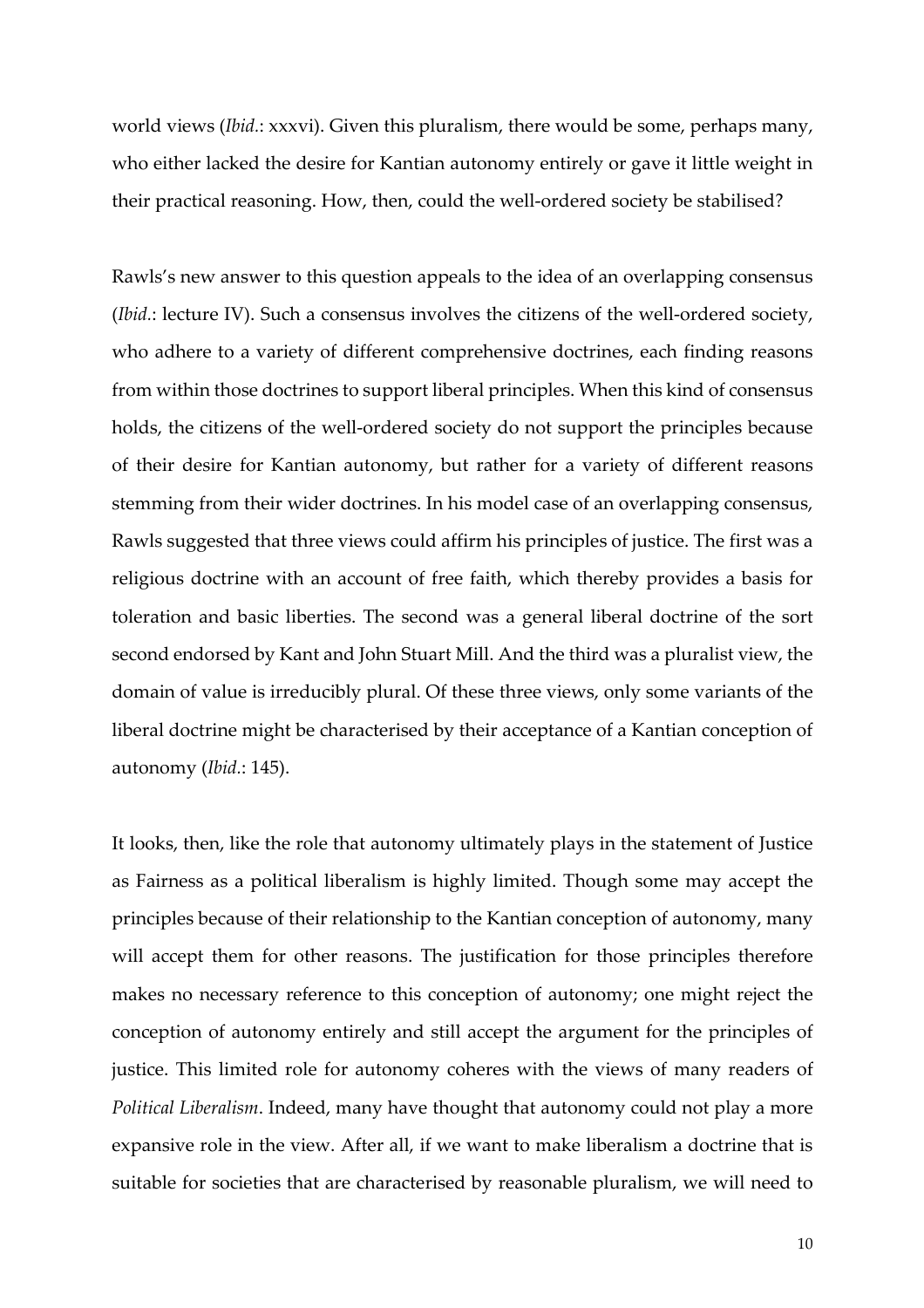world views (*Ibid.*: xxxvi). Given this pluralism, there would be some, perhaps many, who either lacked the desire for Kantian autonomy entirely or gave it little weight in their practical reasoning. How, then, could the well-ordered society be stabilised?

Rawls's new answer to this question appeals to the idea of an overlapping consensus (*Ibid.*: lecture IV). Such a consensus involves the citizens of the well-ordered society, who adhere to a variety of different comprehensive doctrines, each finding reasons from within those doctrines to support liberal principles. When this kind of consensus holds, the citizens of the well-ordered society do not support the principles because of their desire for Kantian autonomy, but rather for a variety of different reasons stemming from their wider doctrines. In his model case of an overlapping consensus, Rawls suggested that three views could affirm his principles of justice. The first was a religious doctrine with an account of free faith, which thereby provides a basis for toleration and basic liberties. The second was a general liberal doctrine of the sort second endorsed by Kant and John Stuart Mill. And the third was a pluralist view, the domain of value is irreducibly plural. Of these three views, only some variants of the liberal doctrine might be characterised by their acceptance of a Kantian conception of autonomy (*Ibid.*: 145).

It looks, then, like the role that autonomy ultimately plays in the statement of Justice as Fairness as a political liberalism is highly limited. Though some may accept the principles because of their relationship to the Kantian conception of autonomy, many will accept them for other reasons. The justification for those principles therefore makes no necessary reference to this conception of autonomy; one might reject the conception of autonomy entirely and still accept the argument for the principles of justice. This limited role for autonomy coheres with the views of many readers of *Political Liberalism*. Indeed, many have thought that autonomy could not play a more expansive role in the view. After all, if we want to make liberalism a doctrine that is suitable for societies that are characterised by reasonable pluralism, we will need to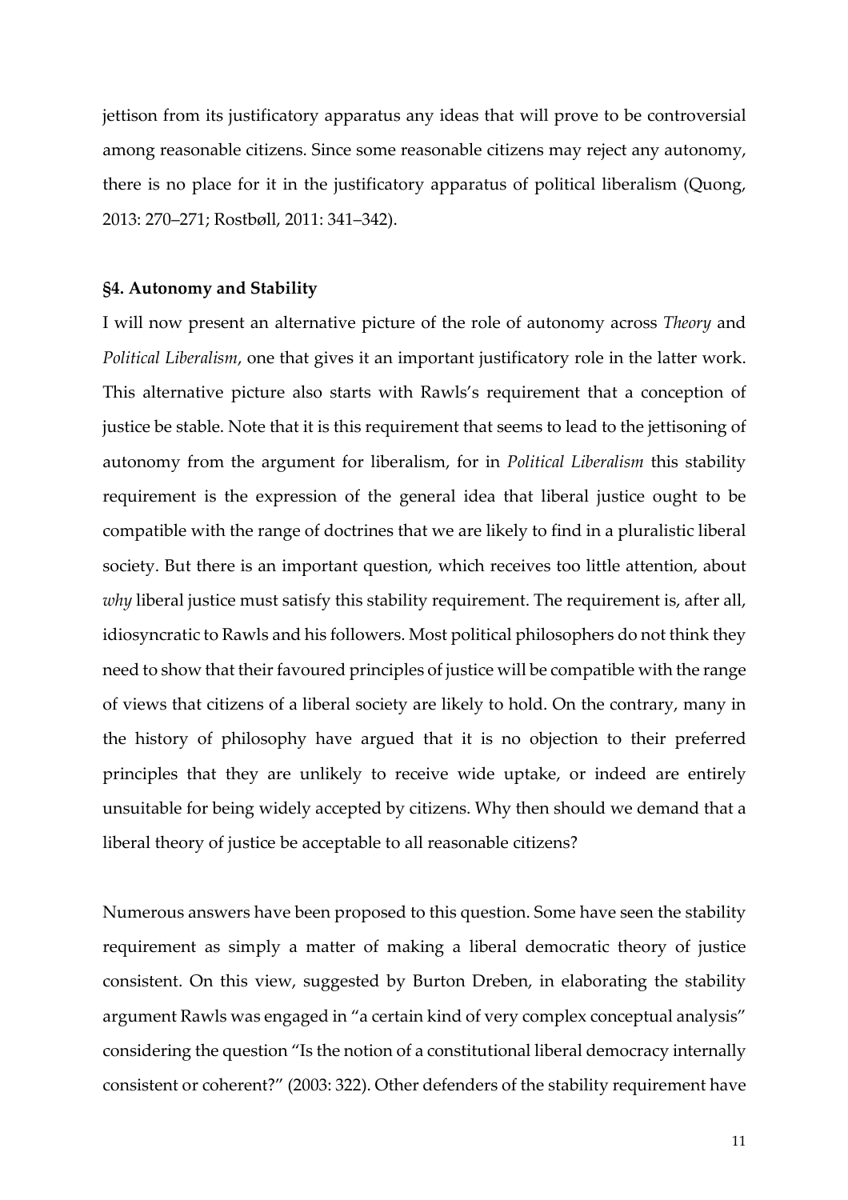jettison from its justificatory apparatus any ideas that will prove to be controversial among reasonable citizens. Since some reasonable citizens may reject any autonomy, there is no place for it in the justificatory apparatus of political liberalism (Quong, 2013: 270–271; Rostbøll, 2011: 341–342).

### §4. Autonomy and Stability

I will now present an alternative picture of the role of autonomy across *Theory* and *Political Liberalism*, one that gives it an important justificatory role in the latter work. This alternative picture also starts with Rawls's requirement that a conception of justice be stable. Note that it is this requirement that seems to lead to the jettisoning of autonomy from the argument for liberalism, for in *Political Liberalism* this stability requirement is the expression of the general idea that liberal justice ought to be compatible with the range of doctrines that we are likely to find in a pluralistic liberal society. But there is an important question, which receives too little attention, about *why* liberal justice must satisfy this stability requirement. The requirement is, after all, idiosyncratic to Rawls and his followers. Most political philosophers do not think they need to show that their favoured principles of justice will be compatible with the range of views that citizens of a liberal society are likely to hold. On the contrary, many in the history of philosophy have argued that it is no objection to their preferred principles that they are unlikely to receive wide uptake, or indeed are entirely unsuitable for being widely accepted by citizens. Why then should we demand that a liberal theory of justice be acceptable to all reasonable citizens?

Numerous answers have been proposed to this question. Some have seen the stability requirement as simply a matter of making a liberal democratic theory of justice consistent. On this view, suggested by Burton Dreben, in elaborating the stability argument Rawls was engaged in "a certain kind of very complex conceptual analysis" considering the question "Is the notion of a constitutional liberal democracy internally consistent or coherent?" (2003: 322). Other defenders of the stability requirement have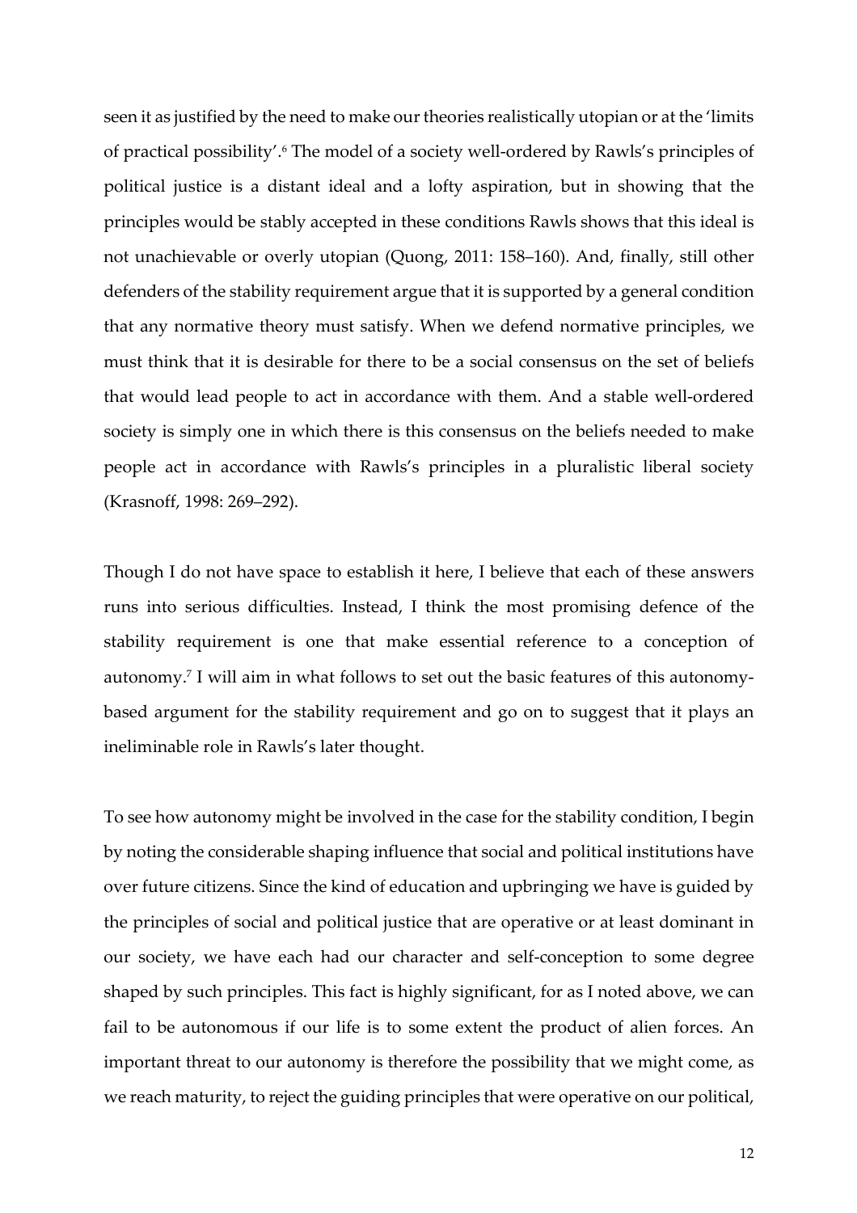seen it as justified by the need to make our theories realistically utopian or at the 'limits of practical possibility'.[6] The model of a society well-ordered by Rawls's principles of political justice is a distant ideal and a lofty aspiration, but in showing that the principles would be stably accepted in these conditions Rawls shows that this ideal is not unachievable or overly utopian (Quong, 2011: 158–160). And, finally, still other defenders of the stability requirement argue that it is supported by a general condition that any normative theory must satisfy. When we defend normative principles, we must think that it is desirable for there to be a social consensus on the set of beliefs that would lead people to act in accordance with them. And a stable well-ordered society is simply one in which there is this consensus on the beliefs needed to make people act in accordance with Rawls's principles in a pluralistic liberal society (Krasnoff, 1998: 269–292).

Though I do not have space to establish it here, I believe that each of these answers runs into serious difficulties. Instead, I think the most promising defence of the stability requirement is one that make essential reference to a conception of autonomy.[7] I will aim in what follows to set out the basic features of this autonomy-based argument for the stability requirement and go on to suggest that it plays an ineliminable role in Rawls's later thought.

To see how autonomy might be involved in the case for the stability condition, I begin by noting the considerable shaping influence that social and political institutions have over future citizens. Since the kind of education and upbringing we have is guided by the principles of social and political justice that are operative or at least dominant in our society, we have each had our character and self-conception to some degree shaped by such principles. This fact is highly significant, for as I noted above, we can fail to be autonomous if our life is to some extent the product of alien forces. An important threat to our autonomy is therefore the possibility that we might come, as we reach maturity, to reject the guiding principles that were operative on our political,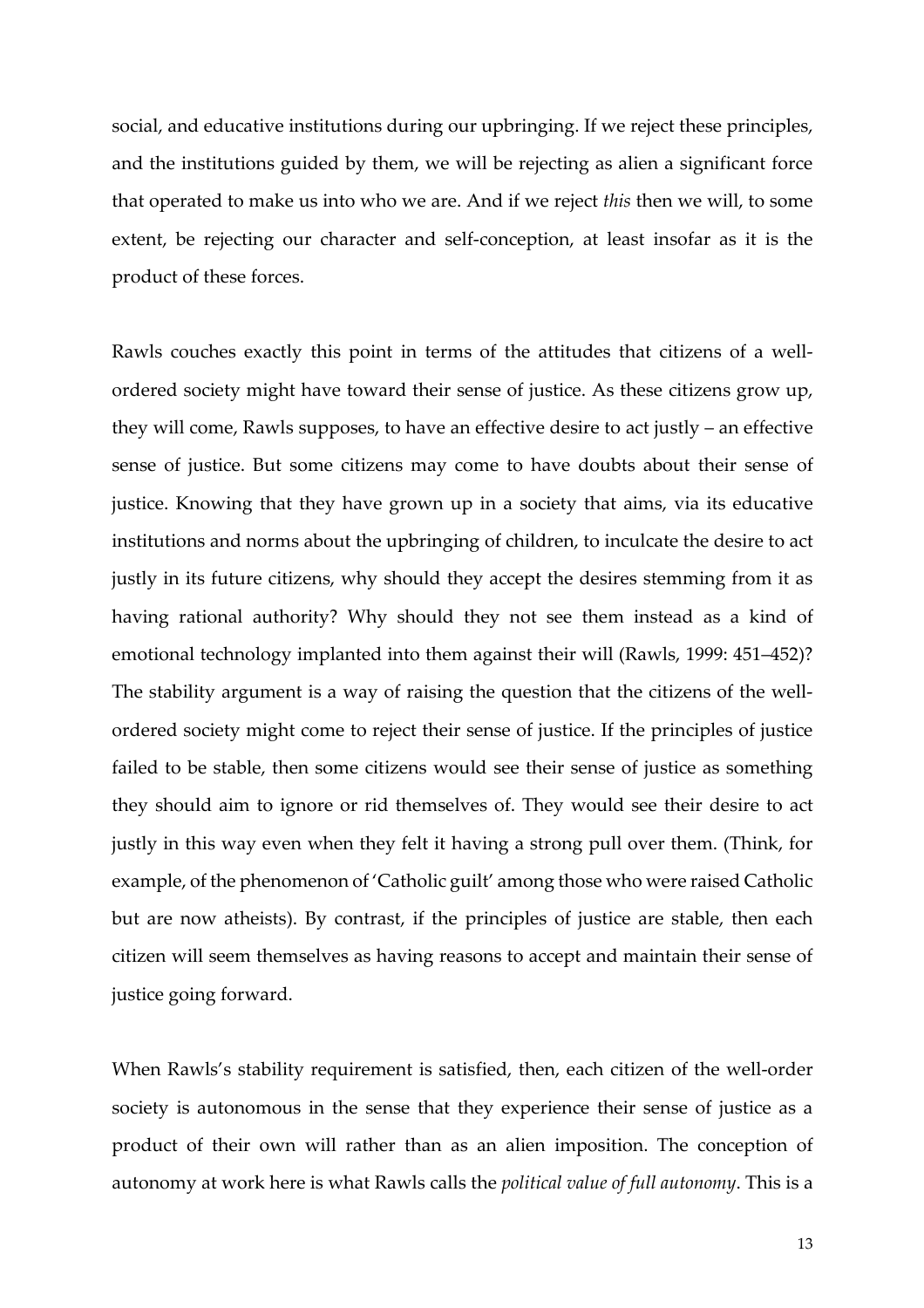social, and educative institutions during our upbringing. If we reject these principles, and the institutions guided by them, we will be rejecting as alien a significant force that operated to make us into who we are. And if we reject *this* then we will, to some extent, be rejecting our character and self-conception, at least insofar as it is the product of these forces.

Rawls couches exactly this point in terms of the attitudes that citizens of a well-ordered society might have toward their sense of justice. As these citizens grow up, they will come, Rawls supposes, to have an effective desire to act justly – an effective sense of justice. But some citizens may come to have doubts about their sense of justice. Knowing that they have grown up in a society that aims, via its educative institutions and norms about the upbringing of children, to inculcate the desire to act justly in its future citizens, why should they accept the desires stemming from it as having rational authority? Why should they not see them instead as a kind of emotional technology implanted into them against their will (Rawls, 1999: 451–452)? The stability argument is a way of raising the question that the citizens of the well-ordered society might come to reject their sense of justice. If the principles of justice failed to be stable, then some citizens would see their sense of justice as something they should aim to ignore or rid themselves of. They would see their desire to act justly in this way even when they felt it having a strong pull over them. (Think, for example, of the phenomenon of 'Catholic guilt' among those who were raised Catholic but are now atheists). By contrast, if the principles of justice are stable, then each citizen will seem themselves as having reasons to accept and maintain their sense of justice going forward.

When Rawls's stability requirement is satisfied, then, each citizen of the well-order society is autonomous in the sense that they experience their sense of justice as a product of their own will rather than as an alien imposition. The conception of autonomy at work here is what Rawls calls the *political value of full autonomy*. This is a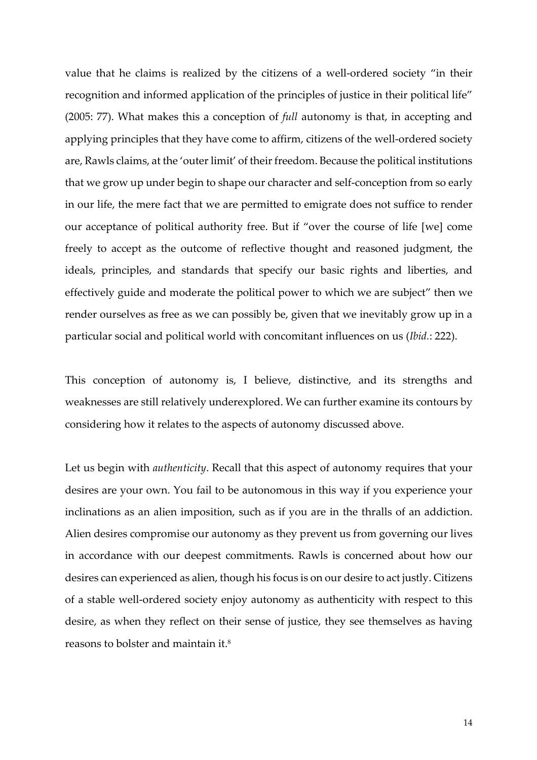value that he claims is realized by the citizens of a well-ordered society "in their recognition and informed application of the principles of justice in their political life" (2005: 77). What makes this a conception of *full* autonomy is that, in accepting and applying principles that they have come to affirm, citizens of the well-ordered society are, Rawls claims, at the 'outer limit' of their freedom. Because the political institutions that we grow up under begin to shape our character and self-conception from so early in our life, the mere fact that we are permitted to emigrate does not suffice to render our acceptance of political authority free. But if "over the course of life [we] come freely to accept as the outcome of reflective thought and reasoned judgment, the ideals, principles, and standards that specify our basic rights and liberties, and effectively guide and moderate the political power to which we are subject" then we render ourselves as free as we can possibly be, given that we inevitably grow up in a particular social and political world with concomitant influences on us (*Ibid*.: 222).

This conception of autonomy is, I believe, distinctive, and its strengths and weaknesses are still relatively underexplored. We can further examine its contours by considering how it relates to the aspects of autonomy discussed above.

Let us begin with *authenticity*. Recall that this aspect of autonomy requires that your desires are your own. You fail to be autonomous in this way if you experience your inclinations as an alien imposition, such as if you are in the thralls of an addiction. Alien desires compromise our autonomy as they prevent us from governing our lives in accordance with our deepest commitments. Rawls is concerned about how our desires can experienced as alien, though his focus is on our desire to act justly. Citizens of a stable well-ordered society enjoy autonomy as authenticity with respect to this desire, as when they reflect on their sense of justice, they see themselves as having reasons to bolster and maintain it.[8]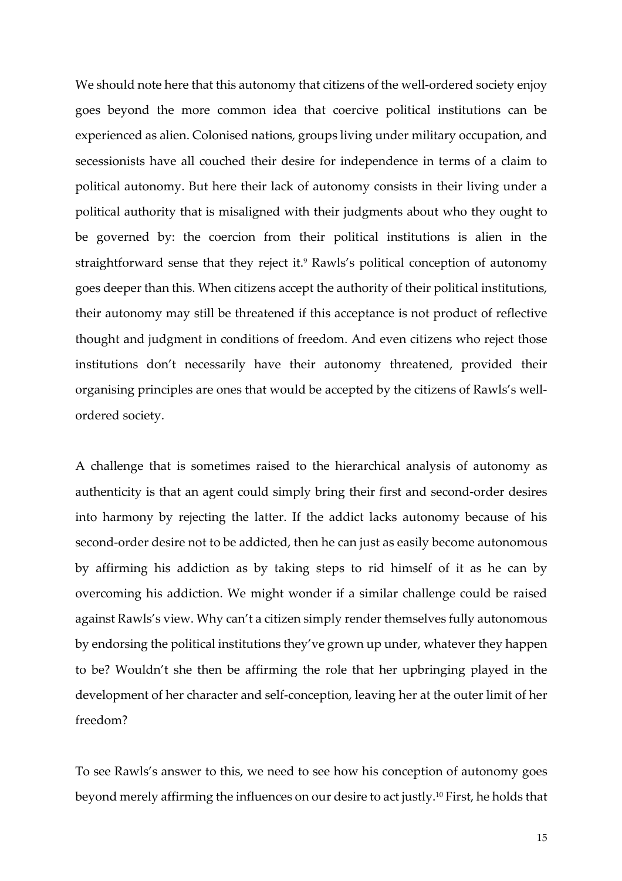We should note here that this autonomy that citizens of the well-ordered society enjoy goes beyond the more common idea that coercive political institutions can be experienced as alien. Colonised nations, groups living under military occupation, and secessionists have all couched their desire for independence in terms of a claim to political autonomy. But here their lack of autonomy consists in their living under a political authority that is misaligned with their judgments about who they ought to be governed by: the coercion from their political institutions is alien in the straightforward sense that they reject it.[9] Rawls's political conception of autonomy goes deeper than this. When citizens accept the authority of their political institutions, their autonomy may still be threatened if this acceptance is not product of reflective thought and judgment in conditions of freedom. And even citizens who reject those institutions don't necessarily have their autonomy threatened, provided their organising principles are ones that would be accepted by the citizens of Rawls's well-ordered society.

A challenge that is sometimes raised to the hierarchical analysis of autonomy as authenticity is that an agent could simply bring their first and second-order desires into harmony by rejecting the latter. If the addict lacks autonomy because of his second-order desire not to be addicted, then he can just as easily become autonomous by affirming his addiction as by taking steps to rid himself of it as he can by overcoming his addiction. We might wonder if a similar challenge could be raised against Rawls's view. Why can't a citizen simply render themselves fully autonomous by endorsing the political institutions they've grown up under, whatever they happen to be? Wouldn't she then be affirming the role that her upbringing played in the development of her character and self-conception, leaving her at the outer limit of her freedom?

To see Rawls's answer to this, we need to see how his conception of autonomy goes beyond merely affirming the influences on our desire to act justly.[10] First, he holds that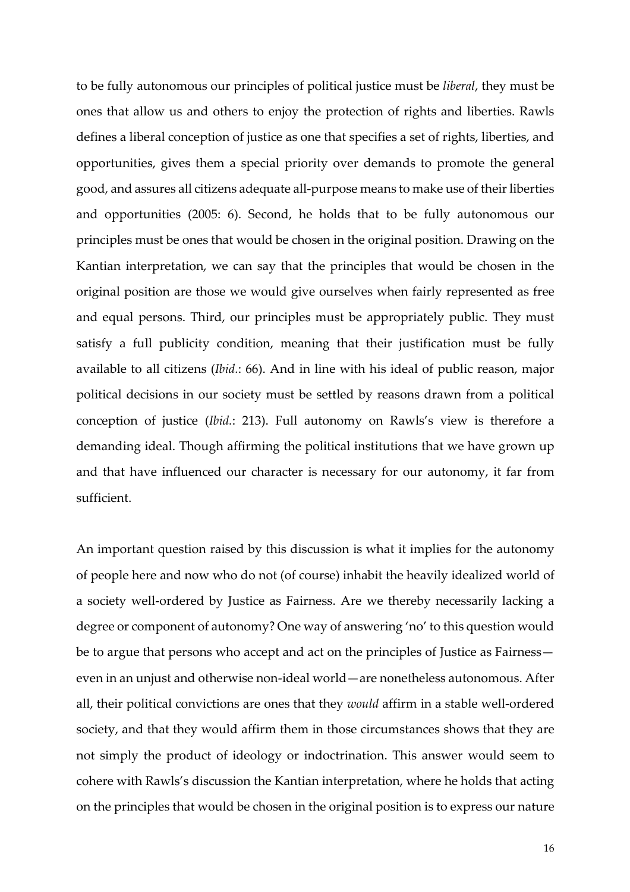to be fully autonomous our principles of political justice must be *liberal*, they must be ones that allow us and others to enjoy the protection of rights and liberties. Rawls defines a liberal conception of justice as one that specifies a set of rights, liberties, and opportunities, gives them a special priority over demands to promote the general good, and assures all citizens adequate all-purpose means to make use of their liberties and opportunities (2005: 6). Second, he holds that to be fully autonomous our principles must be ones that would be chosen in the original position. Drawing on the Kantian interpretation, we can say that the principles that would be chosen in the original position are those we would give ourselves when fairly represented as free and equal persons. Third, our principles must be appropriately public. They must satisfy a full publicity condition, meaning that their justification must be fully available to all citizens (*Ibid.*: 66). And in line with his ideal of public reason, major political decisions in our society must be settled by reasons drawn from a political conception of justice (*Ibid.*: 213). Full autonomy on Rawls's view is therefore a demanding ideal. Though affirming the political institutions that we have grown up and that have influenced our character is necessary for our autonomy, it far from sufficient.

An important question raised by this discussion is what it implies for the autonomy of people here and now who do not (of course) inhabit the heavily idealized world of a society well-ordered by Justice as Fairness. Are we thereby necessarily lacking a degree or component of autonomy? One way of answering 'no' to this question would be to argue that persons who accept and act on the principles of Justice as Fairness—even in an unjust and otherwise non-ideal world—are nonetheless autonomous. After all, their political convictions are ones that they *would* affirm in a stable well-ordered society, and that they would affirm them in those circumstances shows that they are not simply the product of ideology or indoctrination. This answer would seem to cohere with Rawls's discussion the Kantian interpretation, where he holds that acting on the principles that would be chosen in the original position is to express our nature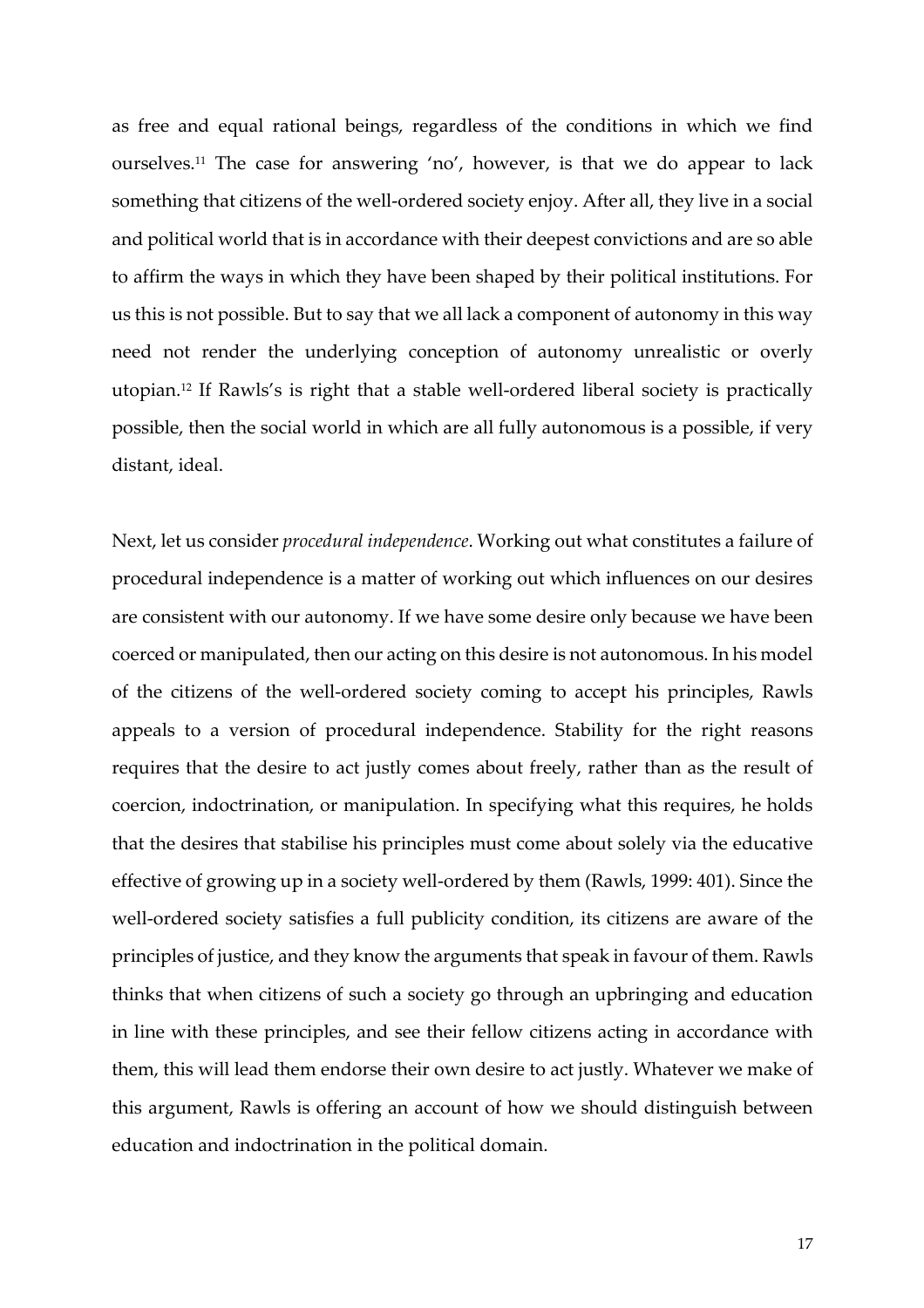as free and equal rational beings, regardless of the conditions in which we find ourselves.[11] The case for answering 'no', however, is that we do appear to lack something that citizens of the well-ordered society enjoy. After all, they live in a social and political world that is in accordance with their deepest convictions and are so able to affirm the ways in which they have been shaped by their political institutions. For us this is not possible. But to say that we all lack a component of autonomy in this way need not render the underlying conception of autonomy unrealistic or overly utopian.[12] If Rawls's is right that a stable well-ordered liberal society is practically possible, then the social world in which are all fully autonomous is a possible, if very distant, ideal.

Next, let us consider *procedural independence*. Working out what constitutes a failure of procedural independence is a matter of working out which influences on our desires are consistent with our autonomy. If we have some desire only because we have been coerced or manipulated, then our acting on this desire is not autonomous. In his model of the citizens of the well-ordered society coming to accept his principles, Rawls appeals to a version of procedural independence. Stability for the right reasons requires that the desire to act justly comes about freely, rather than as the result of coercion, indoctrination, or manipulation. In specifying what this requires, he holds that the desires that stabilise his principles must come about solely via the educative effective of growing up in a society well-ordered by them (Rawls, 1999: 401). Since the well-ordered society satisfies a full publicity condition, its citizens are aware of the principles of justice, and they know the arguments that speak in favour of them. Rawls thinks that when citizens of such a society go through an upbringing and education in line with these principles, and see their fellow citizens acting in accordance with them, this will lead them endorse their own desire to act justly. Whatever we make of this argument, Rawls is offering an account of how we should distinguish between education and indoctrination in the political domain.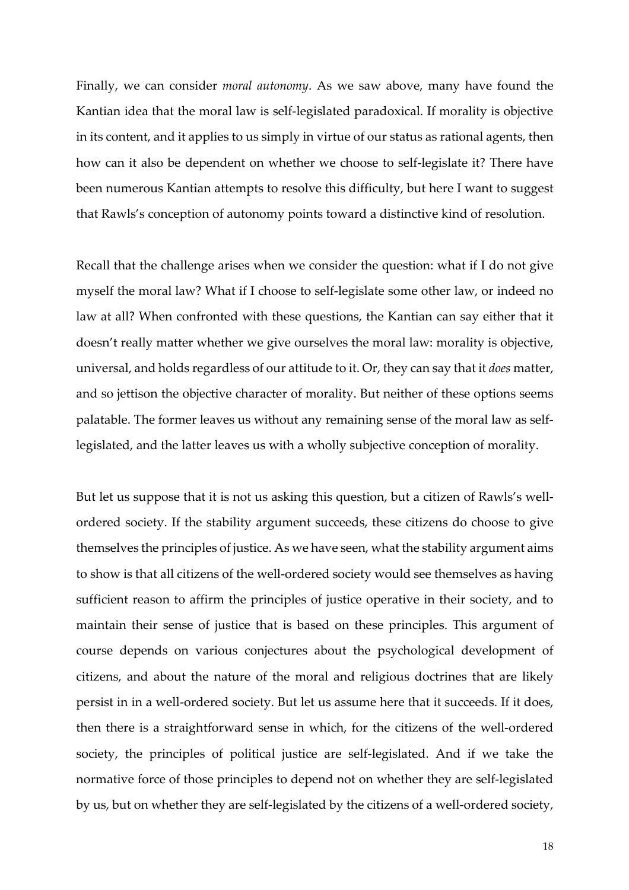Finally, we can consider *moral autonomy*. As we saw above, many have found the Kantian idea that the moral law is self-legislated paradoxical. If morality is objective in its content, and it applies to us simply in virtue of our status as rational agents, then how can it also be dependent on whether we choose to self-legislate it? There have been numerous Kantian attempts to resolve this difficulty, but here I want to suggest that Rawls's conception of autonomy points toward a distinctive kind of resolution.

Recall that the challenge arises when we consider the question: what if I do not give myself the moral law? What if I choose to self-legislate some other law, or indeed no law at all? When confronted with these questions, the Kantian can say either that it doesn't really matter whether we give ourselves the moral law: morality is objective, universal, and holds regardless of our attitude to it. Or, they can say that it *does* matter, and so jettison the objective character of morality. But neither of these options seems palatable. The former leaves us without any remaining sense of the moral law as self-legislated, and the latter leaves us with a wholly subjective conception of morality.

But let us suppose that it is not us asking this question, but a citizen of Rawls's well-ordered society. If the stability argument succeeds, these citizens do choose to give themselves the principles of justice. As we have seen, what the stability argument aims to show is that all citizens of the well-ordered society would see themselves as having sufficient reason to affirm the principles of justice operative in their society, and to maintain their sense of justice that is based on these principles. This argument of course depends on various conjectures about the psychological development of citizens, and about the nature of the moral and religious doctrines that are likely persist in in a well-ordered society. But let us assume here that it succeeds. If it does, then there is a straightforward sense in which, for the citizens of the well-ordered society, the principles of political justice are self-legislated. And if we take the normative force of those principles to depend not on whether they are self-legislated by us, but on whether they are self-legislated by the citizens of a well-ordered society,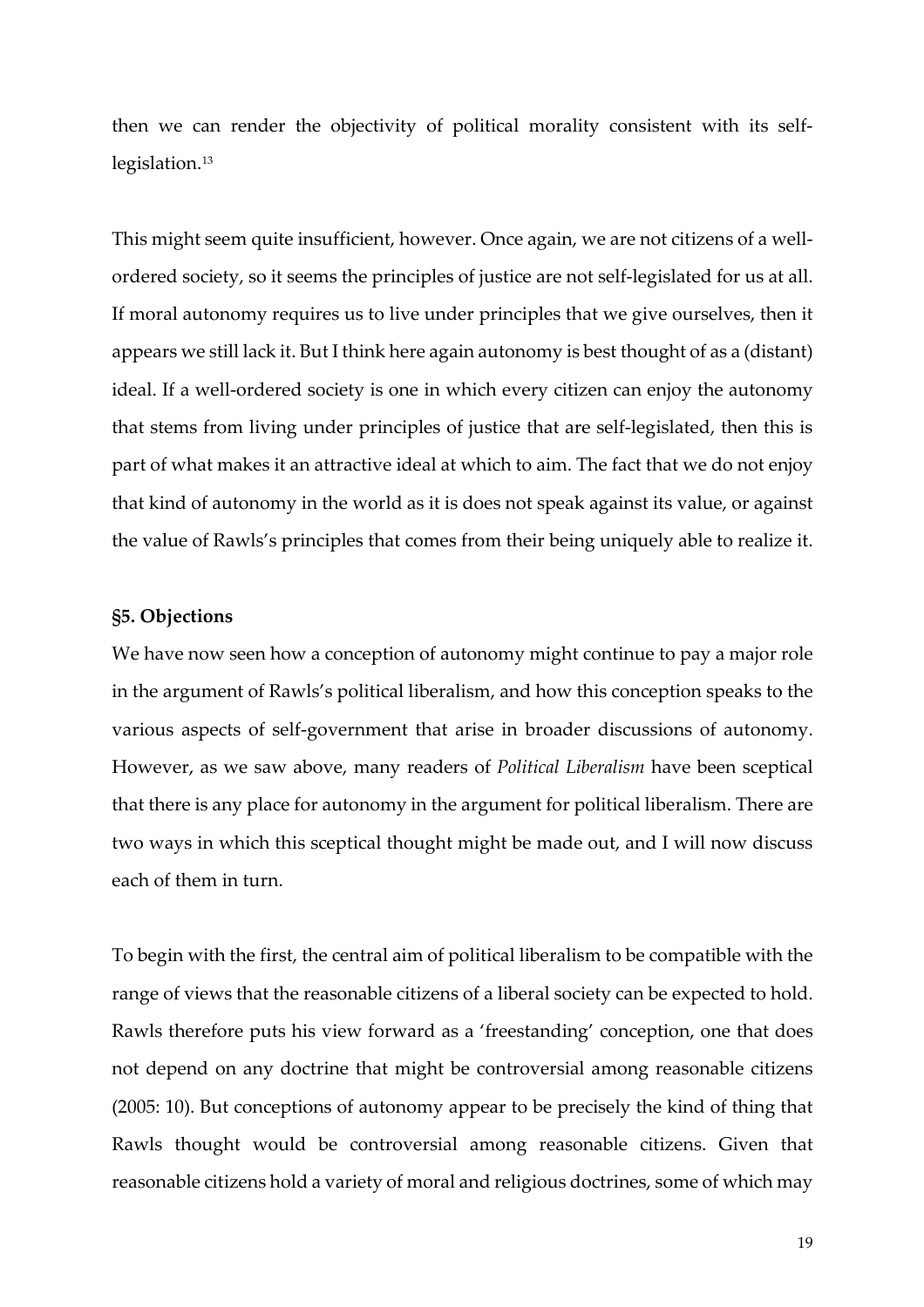then we can render the objectivity of political morality consistent with its self-legislation.[13]

This might seem quite insufficient, however. Once again, we are not citizens of a well-ordered society, so it seems the principles of justice are not self-legislated for us at all. If moral autonomy requires us to live under principles that we give ourselves, then it appears we still lack it. But I think here again autonomy is best thought of as a (distant) ideal. If a well-ordered society is one in which every citizen can enjoy the autonomy that stems from living under principles of justice that are self-legislated, then this is part of what makes it an attractive ideal at which to aim. The fact that we do not enjoy that kind of autonomy in the world as it is does not speak against its value, or against the value of Rawls's principles that comes from their being uniquely able to realize it.

**§5. Objections**

We have now seen how a conception of autonomy might continue to pay a major role in the argument of Rawls's political liberalism, and how this conception speaks to the various aspects of self-government that arise in broader discussions of autonomy. However, as we saw above, many readers of *Political Liberalism* have been sceptical that there is any place for autonomy in the argument for political liberalism. There are two ways in which this sceptical thought might be made out, and I will now discuss each of them in turn.

To begin with the first, the central aim of political liberalism to be compatible with the range of views that the reasonable citizens of a liberal society can be expected to hold. Rawls therefore puts his view forward as a 'freestanding' conception, one that does not depend on any doctrine that might be controversial among reasonable citizens (2005: 10). But conceptions of autonomy appear to be precisely the kind of thing that Rawls thought would be controversial among reasonable citizens. Given that reasonable citizens hold a variety of moral and religious doctrines, some of which may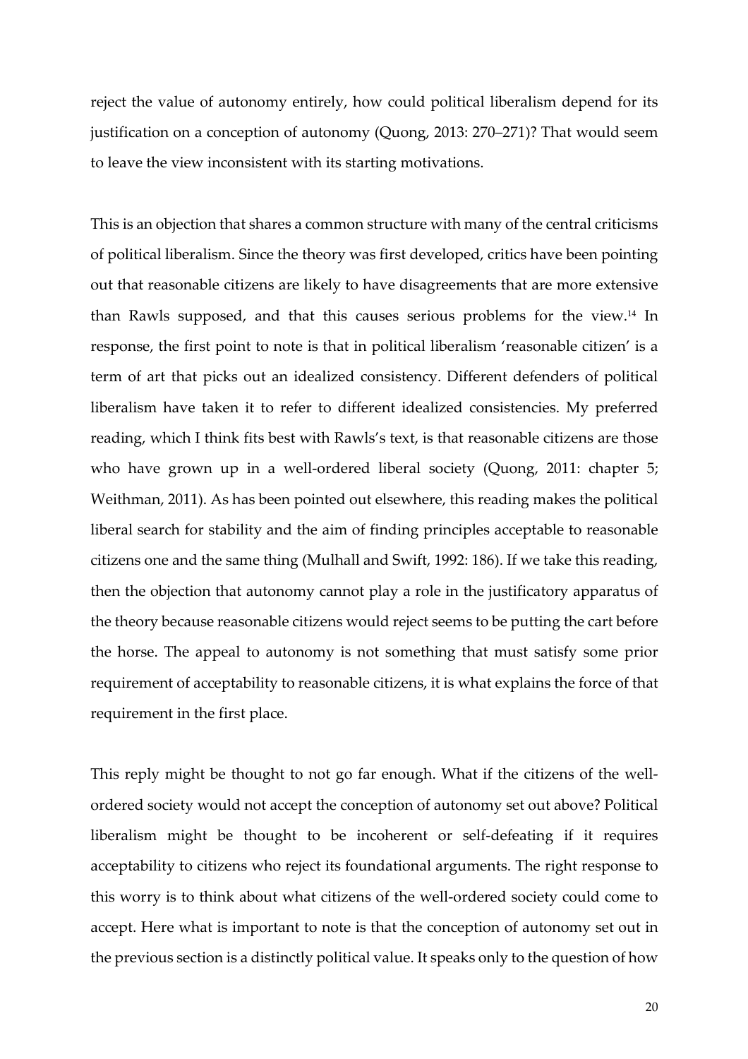reject the value of autonomy entirely, how could political liberalism depend for its justification on a conception of autonomy (Quong, 2013: 270–271)? That would seem to leave the view inconsistent with its starting motivations.

This is an objection that shares a common structure with many of the central criticisms of political liberalism. Since the theory was first developed, critics have been pointing out that reasonable citizens are likely to have disagreements that are more extensive than Rawls supposed, and that this causes serious problems for the view.[14] In response, the first point to note is that in political liberalism 'reasonable citizen' is a term of art that picks out an idealized consistency. Different defenders of political liberalism have taken it to refer to different idealized consistencies. My preferred reading, which I think fits best with Rawls's text, is that reasonable citizens are those who have grown up in a well-ordered liberal society (Quong, 2011: chapter 5; Weithman, 2011). As has been pointed out elsewhere, this reading makes the political liberal search for stability and the aim of finding principles acceptable to reasonable citizens one and the same thing (Mulhall and Swift, 1992: 186). If we take this reading, then the objection that autonomy cannot play a role in the justificatory apparatus of the theory because reasonable citizens would reject seems to be putting the cart before the horse. The appeal to autonomy is not something that must satisfy some prior requirement of acceptability to reasonable citizens, it is what explains the force of that requirement in the first place.

This reply might be thought to not go far enough. What if the citizens of the well-ordered society would not accept the conception of autonomy set out above? Political liberalism might be thought to be incoherent or self-defeating if it requires acceptability to citizens who reject its foundational arguments. The right response to this worry is to think about what citizens of the well-ordered society could come to accept. Here what is important to note is that the conception of autonomy set out in the previous section is a distinctly political value. It speaks only to the question of how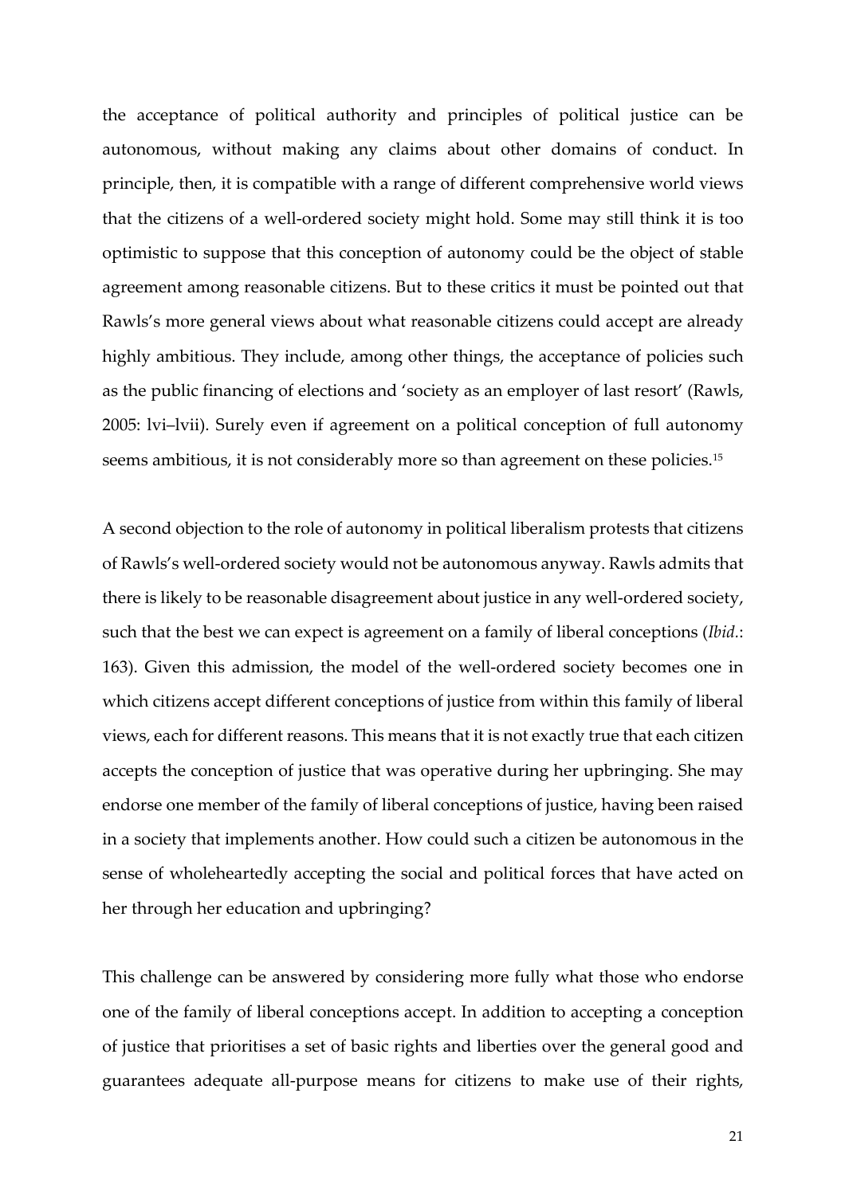the acceptance of political authority and principles of political justice can be autonomous, without making any claims about other domains of conduct. In principle, then, it is compatible with a range of different comprehensive world views that the citizens of a well-ordered society might hold. Some may still think it is too optimistic to suppose that this conception of autonomy could be the object of stable agreement among reasonable citizens. But to these critics it must be pointed out that Rawls's more general views about what reasonable citizens could accept are already highly ambitious. They include, among other things, the acceptance of policies such as the public financing of elections and 'society as an employer of last resort' (Rawls, 2005: lvi–lvii). Surely even if agreement on a political conception of full autonomy seems ambitious, it is not considerably more so than agreement on these policies.[15]

A second objection to the role of autonomy in political liberalism protests that citizens of Rawls's well-ordered society would not be autonomous anyway. Rawls admits that there is likely to be reasonable disagreement about justice in any well-ordered society, such that the best we can expect is agreement on a family of liberal conceptions (*Ibid.*: 163). Given this admission, the model of the well-ordered society becomes one in which citizens accept different conceptions of justice from within this family of liberal views, each for different reasons. This means that it is not exactly true that each citizen accepts the conception of justice that was operative during her upbringing. She may endorse one member of the family of liberal conceptions of justice, having been raised in a society that implements another. How could such a citizen be autonomous in the sense of wholeheartedly accepting the social and political forces that have acted on her through her education and upbringing?

This challenge can be answered by considering more fully what those who endorse one of the family of liberal conceptions accept. In addition to accepting a conception of justice that prioritises a set of basic rights and liberties over the general good and guarantees adequate all-purpose means for citizens to make use of their rights,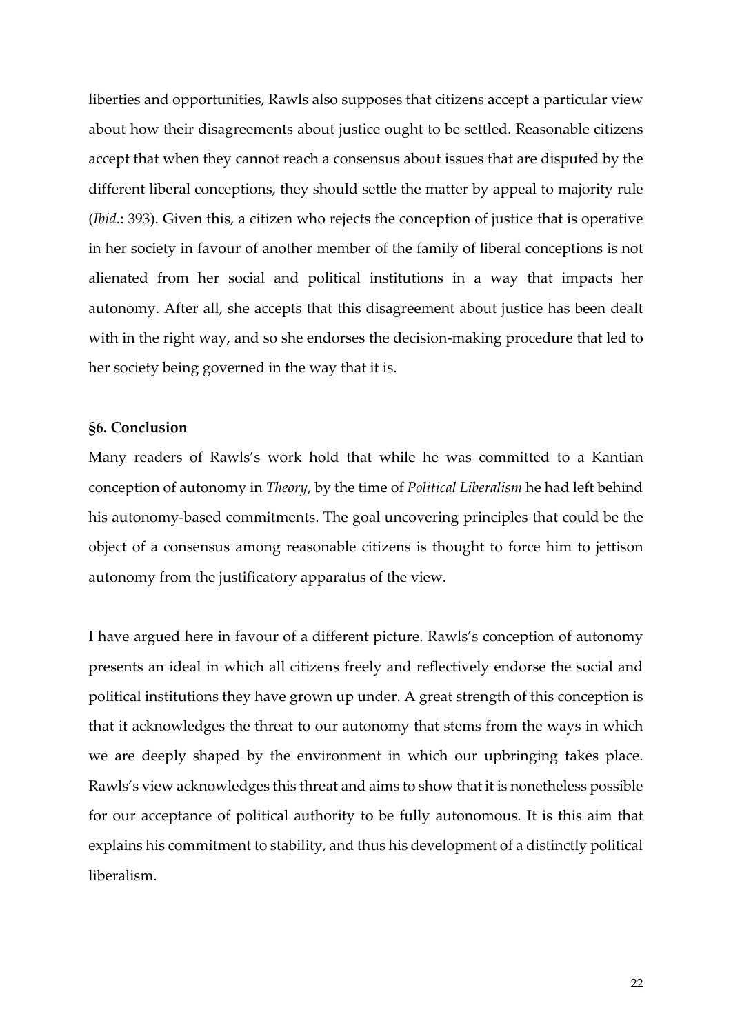liberties and opportunities, Rawls also supposes that citizens accept a particular view about how their disagreements about justice ought to be settled. Reasonable citizens accept that when they cannot reach a consensus about issues that are disputed by the different liberal conceptions, they should settle the matter by appeal to majority rule (*Ibid.*: 393). Given this, a citizen who rejects the conception of justice that is operative in her society in favour of another member of the family of liberal conceptions is not alienated from her social and political institutions in a way that impacts her autonomy. After all, she accepts that this disagreement about justice has been dealt with in the right way, and so she endorses the decision-making procedure that led to her society being governed in the way that it is.

## §6. Conclusion

Many readers of Rawls's work hold that while he was committed to a Kantian conception of autonomy in *Theory*, by the time of *Political Liberalism* he had left behind his autonomy-based commitments. The goal uncovering principles that could be the object of a consensus among reasonable citizens is thought to force him to jettison autonomy from the justificatory apparatus of the view.

I have argued here in favour of a different picture. Rawls's conception of autonomy presents an ideal in which all citizens freely and reflectively endorse the social and political institutions they have grown up under. A great strength of this conception is that it acknowledges the threat to our autonomy that stems from the ways in which we are deeply shaped by the environment in which our upbringing takes place. Rawls's view acknowledges this threat and aims to show that it is nonetheless possible for our acceptance of political authority to be fully autonomous. It is this aim that explains his commitment to stability, and thus his development of a distinctly political liberalism.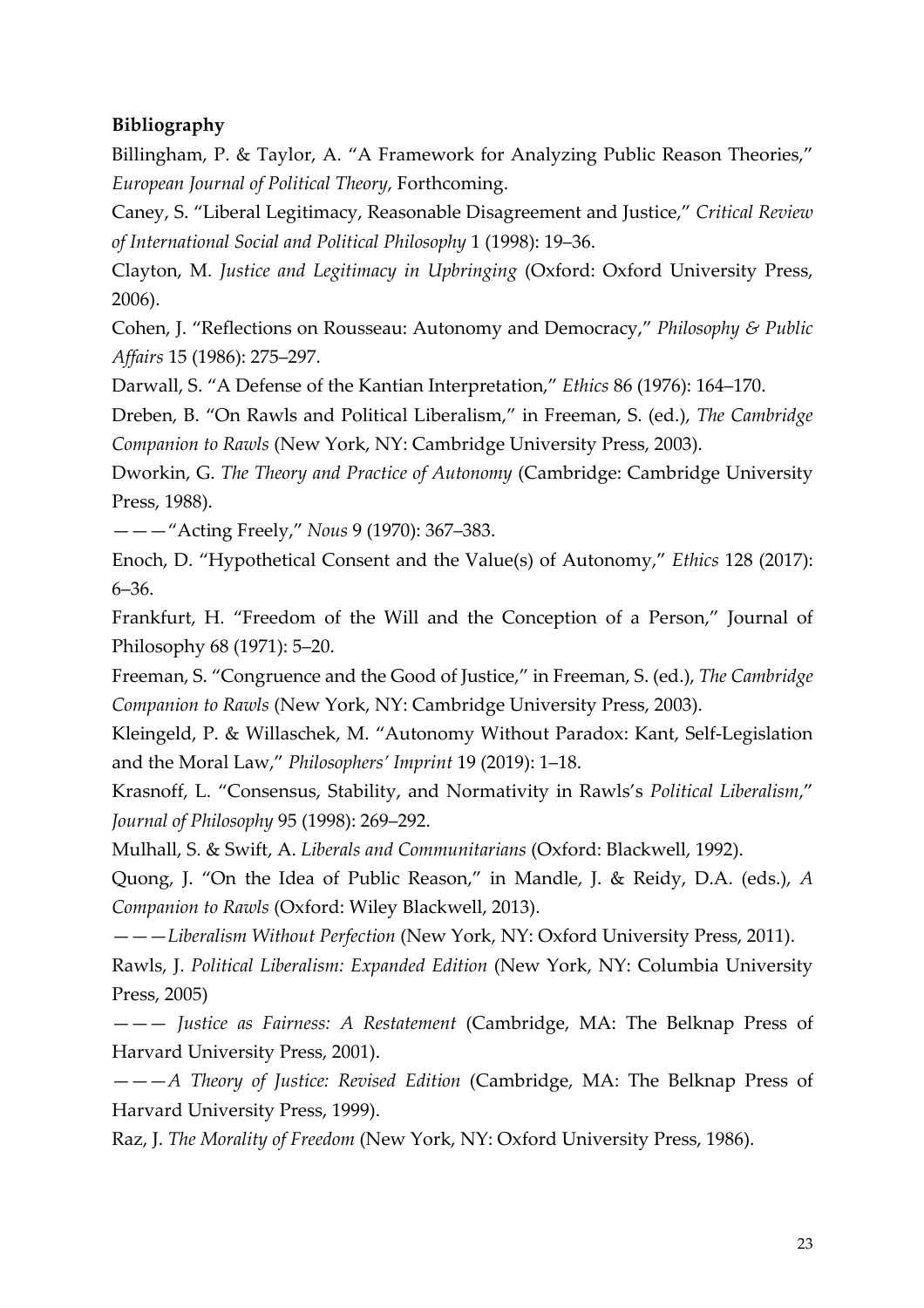**Bibliography**

Billingham, P. & Taylor, A. "A Framework for Analyzing Public Reason Theories," *European Journal of Political Theory*, Forthcoming.

Caney, S. "Liberal Legitimacy, Reasonable Disagreement and Justice," *Critical Review of International Social and Political Philosophy* 1 (1998): 19–36.

Clayton, M. *Justice and Legitimacy in Upbringing* (Oxford: Oxford University Press, 2006).

Cohen, J. "Reflections on Rousseau: Autonomy and Democracy," *Philosophy & Public Affairs* 15 (1986): 275–297.

Darwall, S. "A Defense of the Kantian Interpretation," *Ethics* 86 (1976): 164–170.

Dreben, B. "On Rawls and Political Liberalism," in Freeman, S. (ed.), *The Cambridge Companion to Rawls* (New York, NY: Cambridge University Press, 2003).

Dworkin, G. *The Theory and Practice of Autonomy* (Cambridge: Cambridge University Press, 1988).

———"Acting Freely," *Nous* 9 (1970): 367–383.

Enoch, D. "Hypothetical Consent and the Value(s) of Autonomy," *Ethics* 128 (2017): 6–36.

Frankfurt, H. "Freedom of the Will and the Conception of a Person," Journal of Philosophy 68 (1971): 5–20.

Freeman, S. "Congruence and the Good of Justice," in Freeman, S. (ed.), *The Cambridge Companion to Rawls* (New York, NY: Cambridge University Press, 2003).

Kleingeld, P. & Willaschek, M. "Autonomy Without Paradox: Kant, Self-Legislation and the Moral Law," *Philosophers' Imprint* 19 (2019): 1–18.

Krasnoff, L. "Consensus, Stability, and Normativity in Rawls's *Political Liberalism*," *Journal of Philosophy* 95 (1998): 269–292.

Mulhall, S. & Swift, A. *Liberals and Communitarians* (Oxford: Blackwell, 1992).

Quong, J. "On the Idea of Public Reason," in Mandle, J. & Reidy, D.A. (eds.), *A Companion to Rawls* (Oxford: Wiley Blackwell, 2013).

———*Liberalism Without Perfection* (New York, NY: Oxford University Press, 2011).

Rawls, J. *Political Liberalism: Expanded Edition* (New York, NY: Columbia University Press, 2005)

——— *Justice as Fairness: A Restatement* (Cambridge, MA: The Belknap Press of Harvard University Press, 2001).

———*A Theory of Justice: Revised Edition* (Cambridge, MA: The Belknap Press of Harvard University Press, 1999).

Raz, J. *The Morality of Freedom* (New York, NY: Oxford University Press, 1986).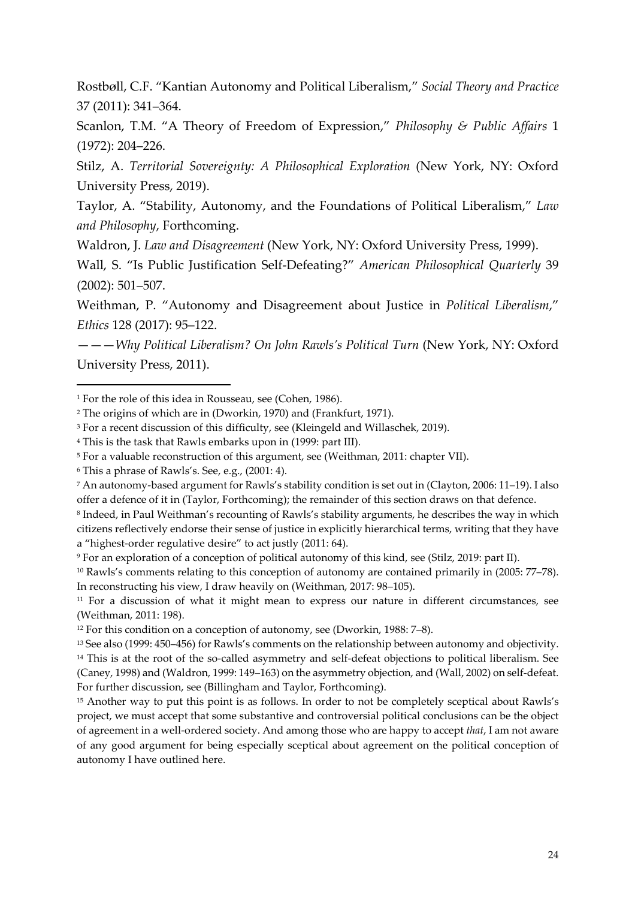Rostbøll, C.F. "Kantian Autonomy and Political Liberalism," *Social Theory and Practice* 37 (2011): 341–364.

Scanlon, T.M. "A Theory of Freedom of Expression," *Philosophy & Public Affairs* 1 (1972): 204–226.

Stilz, A. *Territorial Sovereignty: A Philosophical Exploration* (New York, NY: Oxford University Press, 2019).

Taylor, A. "Stability, Autonomy, and the Foundations of Political Liberalism," *Law and Philosophy*, Forthcoming.

Waldron, J. *Law and Disagreement* (New York, NY: Oxford University Press, 1999).

Wall, S. "Is Public Justification Self-Defeating?" *American Philosophical Quarterly* 39 (2002): 501–507.

Weithman, P. "Autonomy and Disagreement about Justice in *Political Liberalism*," *Ethics* 128 (2017): 95–122.

———*Why Political Liberalism? On John Rawls's Political Turn* (New York, NY: Oxford University Press, 2011).

---

[1] For the role of this idea in Rousseau, see (Cohen, 1986).

[2] The origins of which are in (Dworkin, 1970) and (Frankfurt, 1971).

[3] For a recent discussion of this difficulty, see (Kleingeld and Willaschek, 2019).

[4] This is the task that Rawls embarks upon in (1999: part III).

[5] For a valuable reconstruction of this argument, see (Weithman, 2011: chapter VII).

[6] This a phrase of Rawls's. See, e.g., (2001: 4).

[7] An autonomy-based argument for Rawls's stability condition is set out in (Clayton, 2006: 11–19). I also offer a defence of it in (Taylor, Forthcoming); the remainder of this section draws on that defence.

[8] Indeed, in Paul Weithman's recounting of Rawls's stability arguments, he describes the way in which citizens reflectively endorse their sense of justice in explicitly hierarchical terms, writing that they have a "highest-order regulative desire" to act justly (2011: 64).

[9] For an exploration of a conception of political autonomy of this kind, see (Stilz, 2019: part II).

[10] Rawls's comments relating to this conception of autonomy are contained primarily in (2005: 77–78). In reconstructing his view, I draw heavily on (Weithman, 2017: 98–105).

[11] For a discussion of what it might mean to express our nature in different circumstances, see (Weithman, 2011: 198).

[12] For this condition on a conception of autonomy, see (Dworkin, 1988: 7–8).

[13] See also (1999: 450–456) for Rawls's comments on the relationship between autonomy and objectivity.

[14] This is at the root of the so-called asymmetry and self-defeat objections to political liberalism. See (Caney, 1998) and (Waldron, 1999: 149–163) on the asymmetry objection, and (Wall, 2002) on self-defeat. For further discussion, see (Billingham and Taylor, Forthcoming).

[15] Another way to put this point is as follows. In order to not be completely sceptical about Rawls's project, we must accept that some substantive and controversial political conclusions can be the object of agreement in a well-ordered society. And among those who are happy to accept *that*, I am not aware of any good argument for being especially sceptical about agreement on the political conception of autonomy I have outlined here.